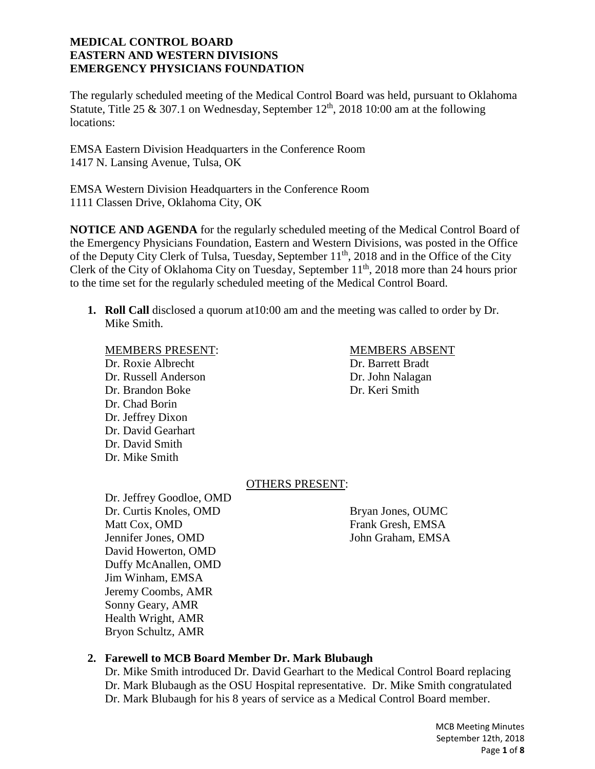**MEDICAL CONTROL BOARD**
**EASTERN AND WESTERN DIVISIONS**
**EMERGENCY PHYSICIANS FOUNDATION**

The regularly scheduled meeting of the Medical Control Board was held, pursuant to Oklahoma Statute, Title 25 & 307.1 on Wednesday, September 12th, 2018 10:00 am at the following locations:

EMSA Eastern Division Headquarters in the Conference Room
1417 N. Lansing Avenue, Tulsa, OK

EMSA Western Division Headquarters in the Conference Room
1111 Classen Drive, Oklahoma City, OK

**NOTICE AND AGENDA** for the regularly scheduled meeting of the Medical Control Board of the Emergency Physicians Foundation, Eastern and Western Divisions, was posted in the Office of the Deputy City Clerk of Tulsa, Tuesday, September 11th, 2018 and in the Office of the City Clerk of the City of Oklahoma City on Tuesday, September 11th, 2018 more than 24 hours prior to the time set for the regularly scheduled meeting of the Medical Control Board.

1. **Roll Call** disclosed a quorum at10:00 am and the meeting was called to order by Dr. Mike Smith.

   MEMBERS PRESENT:
   Dr. Roxie Albrecht
   Dr. Russell Anderson
   Dr. Brandon Boke
   Dr. Chad Borin
   Dr. Jeffrey Dixon
   Dr. David Gearhart
   Dr. David Smith
   Dr. Mike Smith

   MEMBERS ABSENT
   Dr. Barrett Bradt
   Dr. John Nalagan
   Dr. Keri Smith

   OTHERS PRESENT:
   Dr. Jeffrey Goodloe, OMD
   Dr. Curtis Knoles, OMD
   Matt Cox, OMD
   Jennifer Jones, OMD
   David Howerton, OMD
   Duffy McAnallen, OMD
   Jim Winham, EMSA
   Jeremy Coombs, AMR
   Sonny Geary, AMR
   Health Wright, AMR
   Bryon Schultz, AMR
   Bryan Jones, OUMC
   Frank Gresh, EMSA
   John Graham, EMSA

2. **Farewell to MCB Board Member Dr. Mark Blubaugh**
   Dr. Mike Smith introduced Dr. David Gearhart to the Medical Control Board replacing Dr. Mark Blubaugh as the OSU Hospital representative. Dr. Mike Smith congratulated Dr. Mark Blubaugh for his 8 years of service as a Medical Control Board member.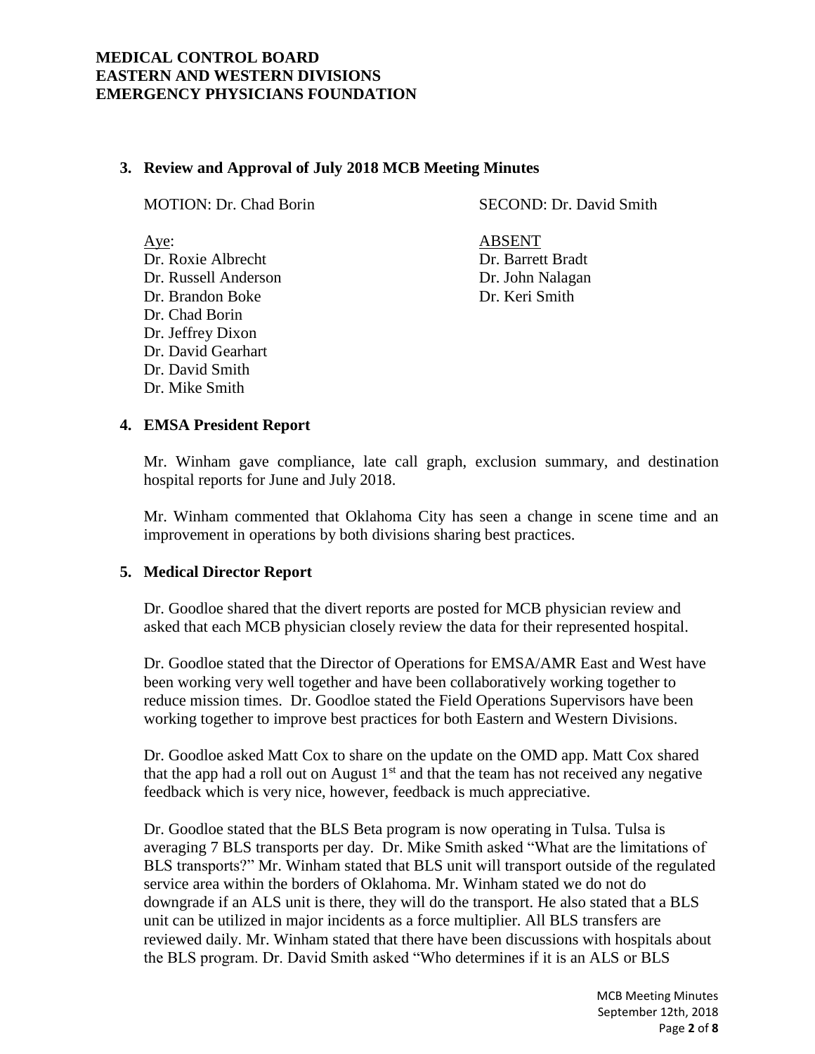### 3. Review and Approval of July 2018 MCB Meeting Minutes

MOTION: Dr. Chad Borin

SECOND: Dr. David Smith

Aye:

Dr. Roxie Albrecht
Dr. Russell Anderson
Dr. Brandon Boke
Dr. Chad Borin
Dr. Jeffrey Dixon
Dr. David Gearhart
Dr. David Smith
Dr. Mike Smith

ABSENT

Dr. Barrett Bradt
Dr. John Nalagan
Dr. Keri Smith

### 4. EMSA President Report

Mr. Winham gave compliance, late call graph, exclusion summary, and destination hospital reports for June and July 2018.

Mr. Winham commented that Oklahoma City has seen a change in scene time and an improvement in operations by both divisions sharing best practices.

### 5. Medical Director Report

Dr. Goodloe shared that the divert reports are posted for MCB physician review and asked that each MCB physician closely review the data for their represented hospital.

Dr. Goodloe stated that the Director of Operations for EMSA/AMR East and West have been working very well together and have been collaboratively working together to reduce mission times. Dr. Goodloe stated the Field Operations Supervisors have been working together to improve best practices for both Eastern and Western Divisions.

Dr. Goodloe asked Matt Cox to share on the update on the OMD app. Matt Cox shared that the app had a roll out on August 1st and that the team has not received any negative feedback which is very nice, however, feedback is much appreciative.

Dr. Goodloe stated that the BLS Beta program is now operating in Tulsa. Tulsa is averaging 7 BLS transports per day. Dr. Mike Smith asked "What are the limitations of BLS transports?" Mr. Winham stated that BLS unit will transport outside of the regulated service area within the borders of Oklahoma. Mr. Winham stated we do not do downgrade if an ALS unit is there, they will do the transport. He also stated that a BLS unit can be utilized in major incidents as a force multiplier. All BLS transfers are reviewed daily. Mr. Winham stated that there have been discussions with hospitals about the BLS program. Dr. David Smith asked "Who determines if it is an ALS or BLS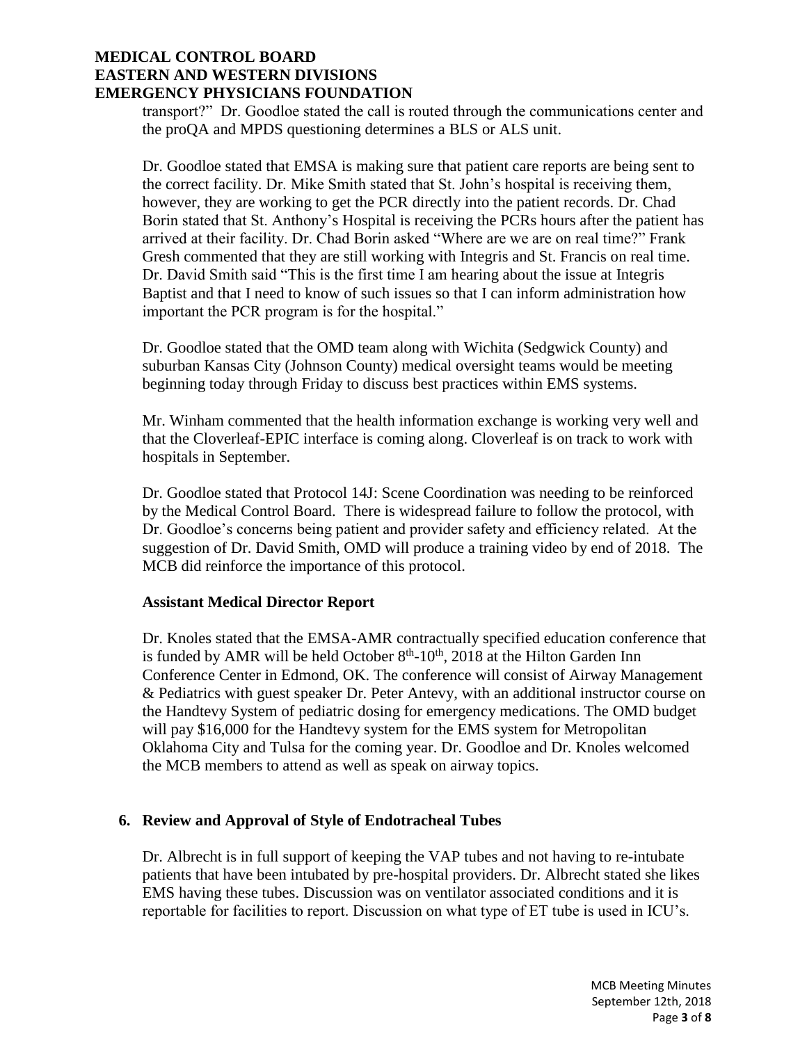transport?" Dr. Goodloe stated the call is routed through the communications center and the proQA and MPDS questioning determines a BLS or ALS unit.

Dr. Goodloe stated that EMSA is making sure that patient care reports are being sent to the correct facility. Dr. Mike Smith stated that St. John's hospital is receiving them, however, they are working to get the PCR directly into the patient records. Dr. Chad Borin stated that St. Anthony's Hospital is receiving the PCRs hours after the patient has arrived at their facility. Dr. Chad Borin asked "Where are we are on real time?" Frank Gresh commented that they are still working with Integris and St. Francis on real time. Dr. David Smith said "This is the first time I am hearing about the issue at Integris Baptist and that I need to know of such issues so that I can inform administration how important the PCR program is for the hospital."

Dr. Goodloe stated that the OMD team along with Wichita (Sedgwick County) and suburban Kansas City (Johnson County) medical oversight teams would be meeting beginning today through Friday to discuss best practices within EMS systems.

Mr. Winham commented that the health information exchange is working very well and that the Cloverleaf-EPIC interface is coming along. Cloverleaf is on track to work with hospitals in September.

Dr. Goodloe stated that Protocol 14J: Scene Coordination was needing to be reinforced by the Medical Control Board. There is widespread failure to follow the protocol, with Dr. Goodloe's concerns being patient and provider safety and efficiency related. At the suggestion of Dr. David Smith, OMD will produce a training video by end of 2018. The MCB did reinforce the importance of this protocol.

**Assistant Medical Director Report**

Dr. Knoles stated that the EMSA-AMR contractually specified education conference that is funded by AMR will be held October 8th-10th, 2018 at the Hilton Garden Inn Conference Center in Edmond, OK. The conference will consist of Airway Management & Pediatrics with guest speaker Dr. Peter Antevy, with an additional instructor course on the Handtevy System of pediatric dosing for emergency medications. The OMD budget will pay $16,000 for the Handtevy system for the EMS system for Metropolitan Oklahoma City and Tulsa for the coming year. Dr. Goodloe and Dr. Knoles welcomed the MCB members to attend as well as speak on airway topics.

## 6. Review and Approval of Style of Endotracheal Tubes

Dr. Albrecht is in full support of keeping the VAP tubes and not having to re-intubate patients that have been intubated by pre-hospital providers. Dr. Albrecht stated she likes EMS having these tubes. Discussion was on ventilator associated conditions and it is reportable for facilities to report. Discussion on what type of ET tube is used in ICU's.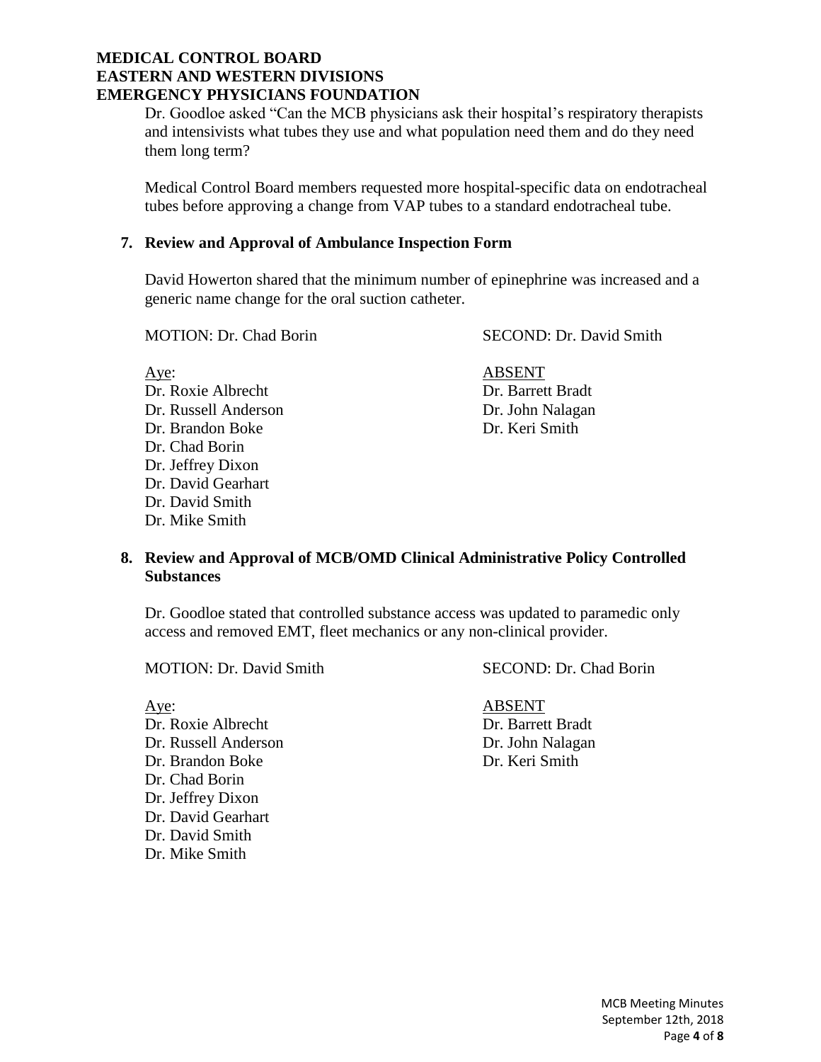Dr. Goodloe asked "Can the MCB physicians ask their hospital's respiratory therapists and intensivists what tubes they use and what population need them and do they need them long term?

Medical Control Board members requested more hospital-specific data on endotracheal tubes before approving a change from VAP tubes to a standard endotracheal tube.

## 7. Review and Approval of Ambulance Inspection Form

David Howerton shared that the minimum number of epinephrine was increased and a generic name change for the oral suction catheter.

MOTION: Dr. Chad Borin | SECOND: Dr. David Smith

| Aye: | ABSENT |
|---|---|
| Dr. Roxie Albrecht | Dr. Barrett Bradt |
| Dr. Russell Anderson | Dr. John Nalagan |
| Dr. Brandon Boke | Dr. Keri Smith |
| Dr. Chad Borin | |
| Dr. Jeffrey Dixon | |
| Dr. David Gearhart | |
| Dr. David Smith | |
| Dr. Mike Smith | |

## 8. Review and Approval of MCB/OMD Clinical Administrative Policy Controlled Substances

Dr. Goodloe stated that controlled substance access was updated to paramedic only access and removed EMT, fleet mechanics or any non-clinical provider.

MOTION: Dr. David Smith | SECOND: Dr. Chad Borin

| Aye: | ABSENT |
|---|---|
| Dr. Roxie Albrecht | Dr. Barrett Bradt |
| Dr. Russell Anderson | Dr. John Nalagan |
| Dr. Brandon Boke | Dr. Keri Smith |
| Dr. Chad Borin | |
| Dr. Jeffrey Dixon | |
| Dr. David Gearhart | |
| Dr. David Smith | |
| Dr. Mike Smith | |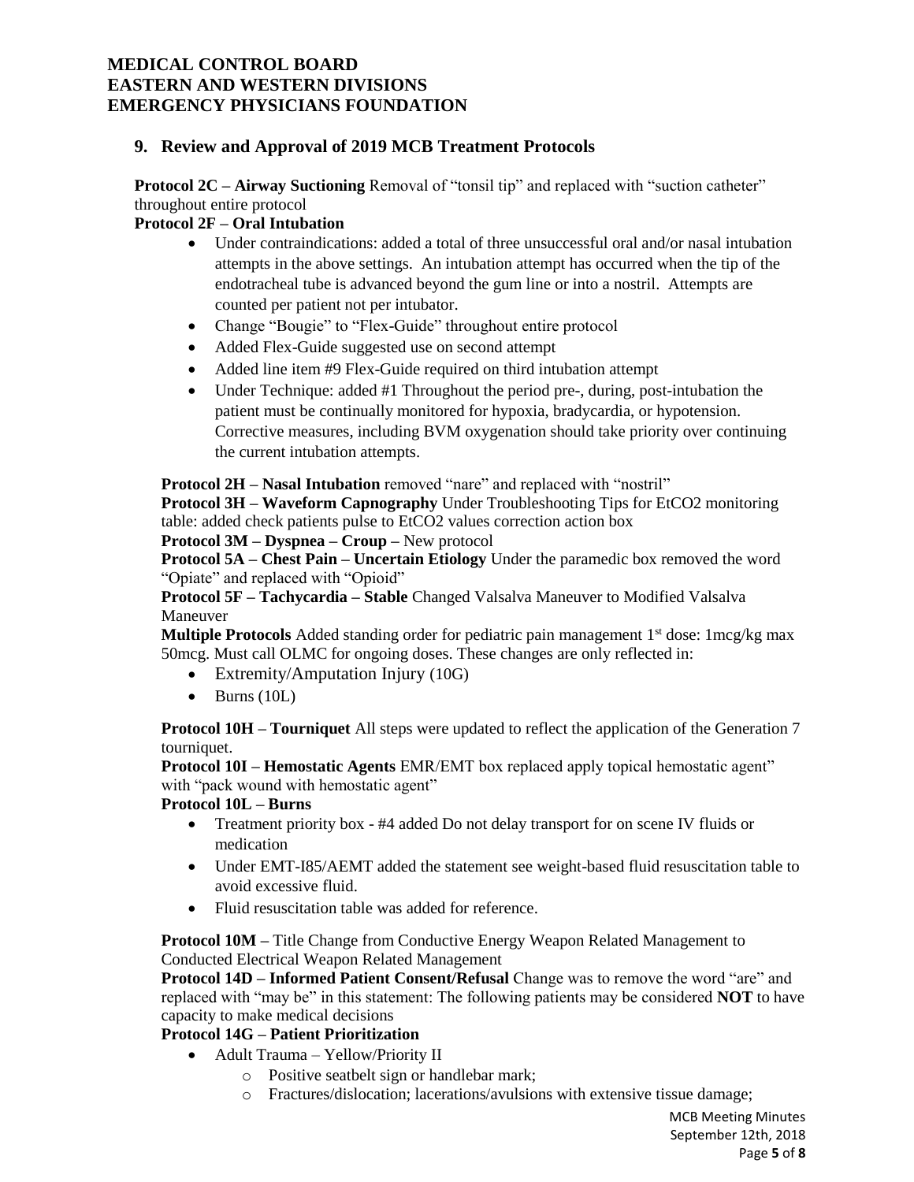## 9. Review and Approval of 2019 MCB Treatment Protocols

**Protocol 2C – Airway Suctioning** Removal of "tonsil tip" and replaced with "suction catheter" throughout entire protocol

**Protocol 2F – Oral Intubation**

- Under contraindications: added a total of three unsuccessful oral and/or nasal intubation attempts in the above settings. An intubation attempt has occurred when the tip of the endotracheal tube is advanced beyond the gum line or into a nostril. Attempts are counted per patient not per intubator.
- Change "Bougie" to "Flex-Guide" throughout entire protocol
- Added Flex-Guide suggested use on second attempt
- Added line item #9 Flex-Guide required on third intubation attempt
- Under Technique: added #1 Throughout the period pre-, during, post-intubation the patient must be continually monitored for hypoxia, bradycardia, or hypotension. Corrective measures, including BVM oxygenation should take priority over continuing the current intubation attempts.

**Protocol 2H – Nasal Intubation** removed "nare" and replaced with "nostril"

**Protocol 3H – Waveform Capnography** Under Troubleshooting Tips for EtCO2 monitoring table: added check patients pulse to EtCO2 values correction action box

**Protocol 3M – Dyspnea – Croup –** New protocol

**Protocol 5A – Chest Pain – Uncertain Etiology** Under the paramedic box removed the word "Opiate" and replaced with "Opioid"

**Protocol 5F – Tachycardia – Stable** Changed Valsalva Maneuver to Modified Valsalva Maneuver

**Multiple Protocols** Added standing order for pediatric pain management 1st dose: 1mcg/kg max 50mcg. Must call OLMC for ongoing doses. These changes are only reflected in:

- Extremity/Amputation Injury (10G)
- Burns (10L)

**Protocol 10H – Tourniquet** All steps were updated to reflect the application of the Generation 7 tourniquet.

**Protocol 10I – Hemostatic Agents** EMR/EMT box replaced apply topical hemostatic agent" with "pack wound with hemostatic agent"

**Protocol 10L – Burns**

- Treatment priority box - #4 added Do not delay transport for on scene IV fluids or medication
- Under EMT-I85/AEMT added the statement see weight-based fluid resuscitation table to avoid excessive fluid.
- Fluid resuscitation table was added for reference.

**Protocol 10M –** Title Change from Conductive Energy Weapon Related Management to Conducted Electrical Weapon Related Management

**Protocol 14D – Informed Patient Consent/Refusal** Change was to remove the word "are" and replaced with "may be" in this statement: The following patients may be considered **NOT** to have capacity to make medical decisions

**Protocol 14G – Patient Prioritization**

- Adult Trauma – Yellow/Priority II
  - Positive seatbelt sign or handlebar mark;
  - Fractures/dislocation; lacerations/avulsions with extensive tissue damage;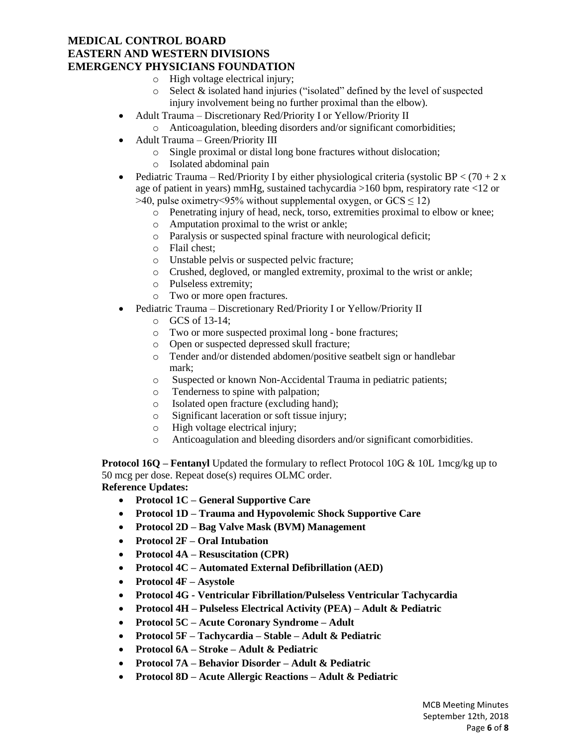- High voltage electrical injury;
    - Select & isolated hand injuries ("isolated" defined by the level of suspected injury involvement being no further proximal than the elbow).
- Adult Trauma – Discretionary Red/Priority I or Yellow/Priority II
    - Anticoagulation, bleeding disorders and/or significant comorbidities;
- Adult Trauma – Green/Priority III
    - Single proximal or distal long bone fractures without dislocation;
    - Isolated abdominal pain
- Pediatric Trauma – Red/Priority I by either physiological criteria (systolic BP < (70 + 2 x age of patient in years) mmHg, sustained tachycardia >160 bpm, respiratory rate <12 or >40, pulse oximetry<95% without supplemental oxygen, or GCS ≤ 12)
    - Penetrating injury of head, neck, torso, extremities proximal to elbow or knee;
    - Amputation proximal to the wrist or ankle;
    - Paralysis or suspected spinal fracture with neurological deficit;
    - Flail chest;
    - Unstable pelvis or suspected pelvic fracture;
    - Crushed, degloved, or mangled extremity, proximal to the wrist or ankle;
    - Pulseless extremity;
    - Two or more open fractures.
- Pediatric Trauma – Discretionary Red/Priority I or Yellow/Priority II
    - GCS of 13-14;
    - Two or more suspected proximal long - bone fractures;
    - Open or suspected depressed skull fracture;
    - Tender and/or distended abdomen/positive seatbelt sign or handlebar mark;
    - Suspected or known Non-Accidental Trauma in pediatric patients;
    - Tenderness to spine with palpation;
    - Isolated open fracture (excluding hand);
    - Significant laceration or soft tissue injury;
    - High voltage electrical injury;
    - Anticoagulation and bleeding disorders and/or significant comorbidities.

**Protocol 16Q – Fentanyl** Updated the formulary to reflect Protocol 10G & 10L 1mcg/kg up to 50 mcg per dose. Repeat dose(s) requires OLMC order.

**Reference Updates:**

- **Protocol 1C – General Supportive Care**
- **Protocol 1D – Trauma and Hypovolemic Shock Supportive Care**
- **Protocol 2D – Bag Valve Mask (BVM) Management**
- **Protocol 2F – Oral Intubation**
- **Protocol 4A – Resuscitation (CPR)**
- **Protocol 4C – Automated External Defibrillation (AED)**
- **Protocol 4F – Asystole**
- **Protocol 4G - Ventricular Fibrillation/Pulseless Ventricular Tachycardia**
- **Protocol 4H – Pulseless Electrical Activity (PEA) – Adult & Pediatric**
- **Protocol 5C – Acute Coronary Syndrome – Adult**
- **Protocol 5F – Tachycardia – Stable – Adult & Pediatric**
- **Protocol 6A – Stroke – Adult & Pediatric**
- **Protocol 7A – Behavior Disorder – Adult & Pediatric**
- **Protocol 8D – Acute Allergic Reactions – Adult & Pediatric**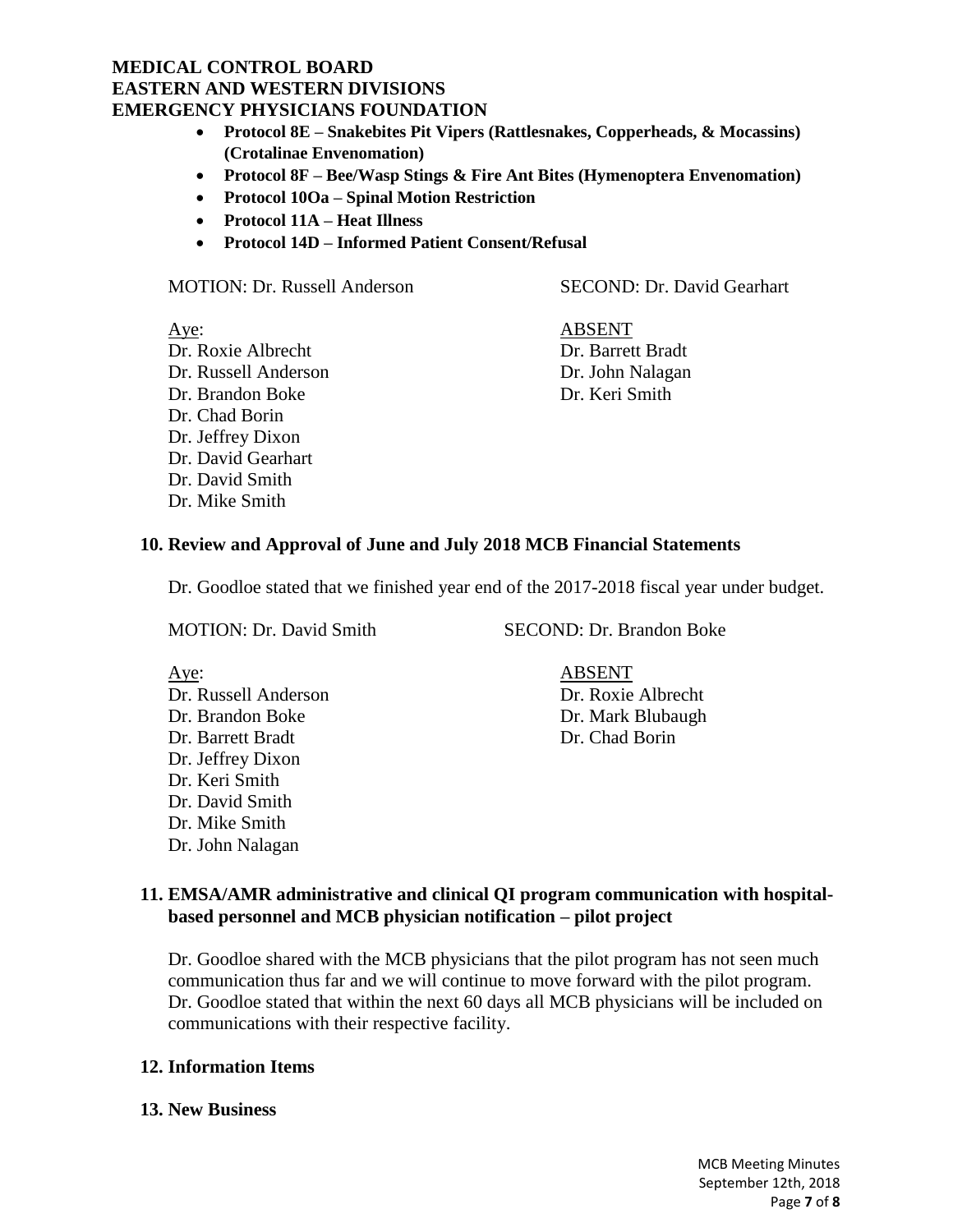- **Protocol 8E – Snakebites Pit Vipers (Rattlesnakes, Copperheads, & Mocassins) (Crotalinae Envenomation)**
- **Protocol 8F – Bee/Wasp Stings & Fire Ant Bites (Hymenoptera Envenomation)**
- **Protocol 10Oa – Spinal Motion Restriction**
- **Protocol 11A – Heat Illness**
- **Protocol 14D – Informed Patient Consent/Refusal**

MOTION: Dr. Russell Anderson SECOND: Dr. David Gearhart

| Aye: | ABSENT |
|---|---|
| Dr. Roxie Albrecht | Dr. Barrett Bradt |
| Dr. Russell Anderson | Dr. John Nalagan |
| Dr. Brandon Boke | Dr. Keri Smith |
| Dr. Chad Borin | |
| Dr. Jeffrey Dixon | |
| Dr. David Gearhart | |
| Dr. David Smith | |
| Dr. Mike Smith | |

## 10. Review and Approval of June and July 2018 MCB Financial Statements

Dr. Goodloe stated that we finished year end of the 2017-2018 fiscal year under budget.

MOTION: Dr. David Smith SECOND: Dr. Brandon Boke

| Aye: | ABSENT |
|---|---|
| Dr. Russell Anderson | Dr. Roxie Albrecht |
| Dr. Brandon Boke | Dr. Mark Blubaugh |
| Dr. Barrett Bradt | Dr. Chad Borin |
| Dr. Jeffrey Dixon | |
| Dr. Keri Smith | |
| Dr. David Smith | |
| Dr. Mike Smith | |
| Dr. John Nalagan | |

## 11. EMSA/AMR administrative and clinical QI program communication with hospital-based personnel and MCB physician notification – pilot project

Dr. Goodloe shared with the MCB physicians that the pilot program has not seen much communication thus far and we will continue to move forward with the pilot program. Dr. Goodloe stated that within the next 60 days all MCB physicians will be included on communications with their respective facility.

## 12. Information Items

## 13. New Business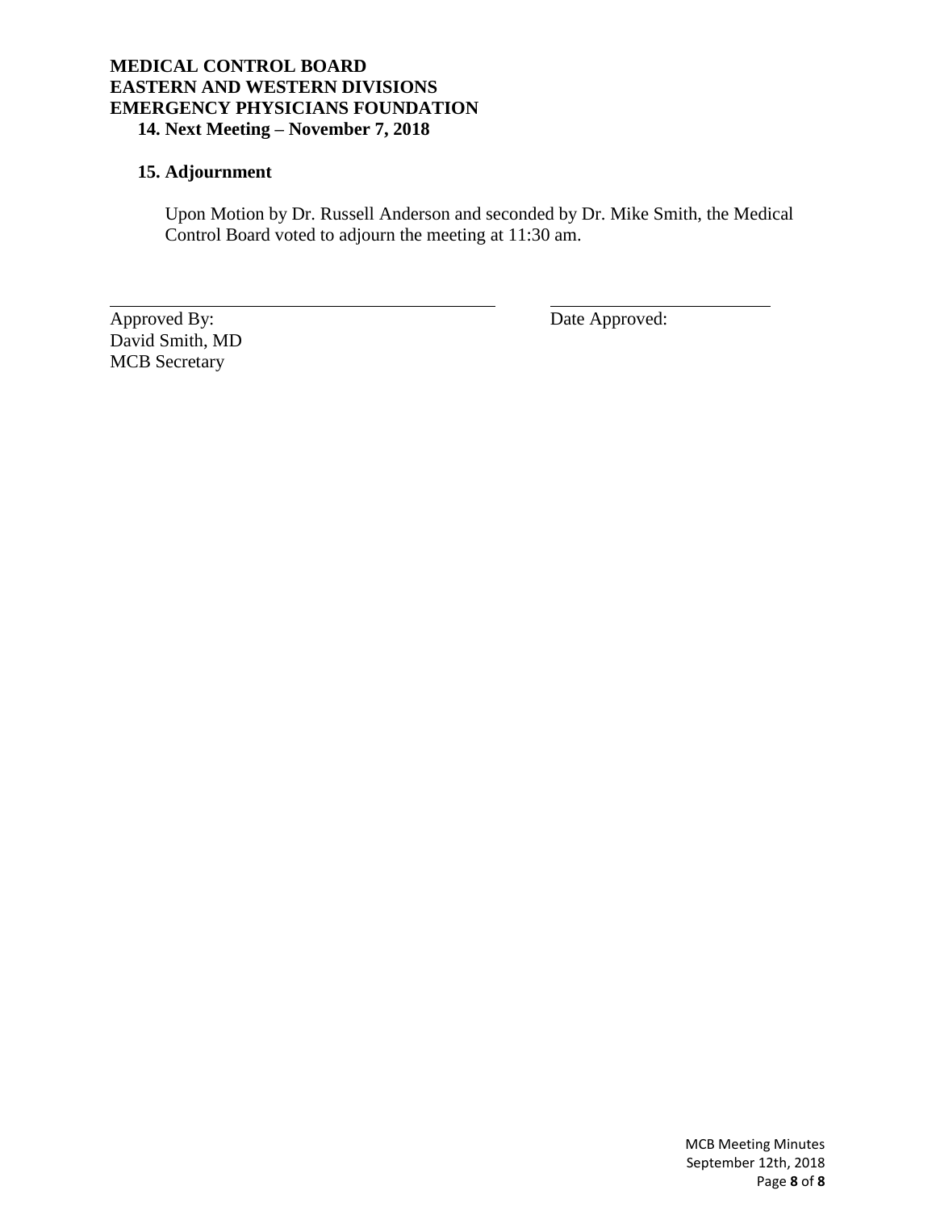**MEDICAL CONTROL BOARD**
**EASTERN AND WESTERN DIVISIONS**
**EMERGENCY PHYSICIANS FOUNDATION**

**14. Next Meeting – November 7, 2018**

**15. Adjournment**

Upon Motion by Dr. Russell Anderson and seconded by Dr. Mike Smith, the Medical Control Board voted to adjourn the meeting at 11:30 am.

\_\_\_\_\_\_\_\_\_\_\_\_\_\_\_\_\_\_\_\_\_\_\_\_\_\_\_\_\_\_\_\_\_\_\_\_\_\_\_\_\_\_ \_\_\_\_\_\_\_\_\_\_\_\_\_\_\_\_\_\_\_\_\_\_\_\_

Approved By: Date Approved:
David Smith, MD
MCB Secretary